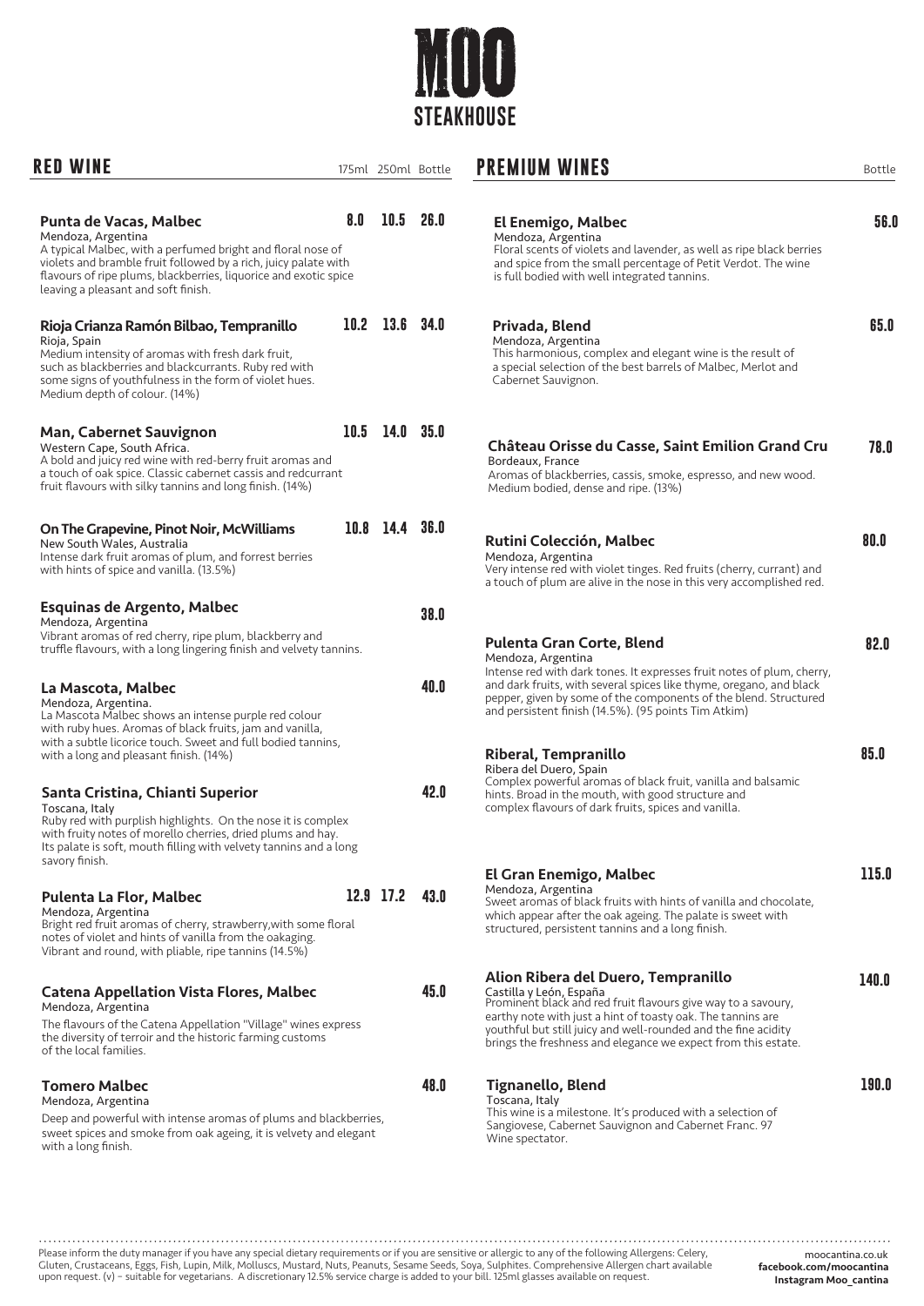# MOO STEAKHOUSE

## RED WINE

| | 175ml | 250ml | Bottle |
|---|---|---|---|
| **Punta de Vacas, Malbec** | 8.0 | 10.5 | 26.0 |
| **Rioja Crianza Ramón Bilbao, Tempranillo** | 10.2 | 13.6 | 34.0 |
| **Man, Cabernet Sauvignon** | 10.5 | 14.0 | 35.0 |
| **On The Grapevine, Pinot Noir, McWilliams** | 10.8 | 14.4 | 36.0 |
| **Esquinas de Argento, Malbec** | | | 38.0 |
| **La Mascota, Malbec** | | | 40.0 |
| **Santa Cristina, Chianti Superior** | | | 42.0 |
| **Pulenta La Flor, Malbec** | 12.9 | 17.2 | 43.0 |
| **Catena Appellation Vista Flores, Malbec** | | | 45.0 |
| **Tomero Malbec** | | | 48.0 |

**Punta de Vacas, Malbec** — 8.0 / 10.5 / 26.0
Mendoza, Argentina
A typical Malbec, with a perfumed bright and floral nose of violets and bramble fruit followed by a rich, juicy palate with flavours of ripe plums, blackberries, liquorice and exotic spice leaving a pleasant and soft finish.

**Rioja Crianza Ramón Bilbao, Tempranillo** — 10.2 / 13.6 / 34.0
Rioja, Spain
Medium intensity of aromas with fresh dark fruit, such as blackberries and blackcurrants. Ruby red with some signs of youthfulness in the form of violet hues. Medium depth of colour. (14%)

**Man, Cabernet Sauvignon** — 10.5 / 14.0 / 35.0
Western Cape, South Africa.
A bold and juicy red wine with red-berry fruit aromas and a touch of oak spice. Classic cabernet cassis and redcurrant fruit flavours with silky tannins and long finish. (14%)

**On The Grapevine, Pinot Noir, McWilliams** — 10.8 / 14.4 / 36.0
New South Wales, Australia
Intense dark fruit aromas of plum, and forrest berries with hints of spice and vanilla. (13.5%)

**Esquinas de Argento, Malbec** — 38.0
Mendoza, Argentina
Vibrant aromas of red cherry, ripe plum, blackberry and truffle flavours, with a long lingering finish and velvety tannins.

**La Mascota, Malbec** — 40.0
Mendoza, Argentina.
La Mascota Malbec shows an intense purple red colour with ruby hues. Aromas of black fruits, jam and vanilla, with a subtle licorice touch. Sweet and full bodied tannins, with a long and pleasant finish. (14%)

**Santa Cristina, Chianti Superior** — 42.0
Toscana, Italy
Ruby red with purplish highlights. On the nose it is complex with fruity notes of morello cherries, dried plums and hay. Its palate is soft, mouth filling with velvety tannins and a long savory finish.

**Pulenta La Flor, Malbec** — 12.9 / 17.2 / 43.0
Mendoza, Argentina
Bright red fruit aromas of cherry, strawberry,with some floral notes of violet and hints of vanilla from the oakaging. Vibrant and round, with pliable, ripe tannins (14.5%)

**Catena Appellation Vista Flores, Malbec** — 45.0
Mendoza, Argentina
The flavours of the Catena Appellation "Village" wines express the diversity of terroir and the historic farming customs of the local families.

**Tomero Malbec** — 48.0
Mendoza, Argentina
Deep and powerful with intense aromas of plums and blackberries, sweet spices and smoke from oak ageing, it is velvety and elegant with a long finish.

## PREMIUM WINES

Bottle

**El Enemigo, Malbec** — 56.0
Mendoza, Argentina
Floral scents of violets and lavender, as well as ripe black berries and spice from the small percentage of Petit Verdot. The wine is full bodied with well integrated tannins.

**Privada, Blend** — 65.0
Mendoza, Argentina
This harmonious, complex and elegant wine is the result of a special selection of the best barrels of Malbec, Merlot and Cabernet Sauvignon.

**Château Orisse du Casse, Saint Emilion Grand Cru** — 78.0
Bordeaux, France
Aromas of blackberries, cassis, smoke, espresso, and new wood. Medium bodied, dense and ripe. (13%)

**Rutini Colección, Malbec** — 80.0
Mendoza, Argentina
Very intense red with violet tinges. Red fruits (cherry, currant) and a touch of plum are alive in the nose in this very accomplished red.

**Pulenta Gran Corte, Blend** — 82.0
Mendoza, Argentina
Intense red with dark tones. It expresses fruit notes of plum, cherry, and dark fruits, with several spices like thyme, oregano, and black pepper, given by some of the components of the blend. Structured and persistent finish (14.5%). (95 points Tim Atkim)

**Riberal, Tempranillo** — 85.0
Ribera del Duero, Spain
Complex powerful aromas of black fruit, vanilla and balsamic hints. Broad in the mouth, with good structure and complex flavours of dark fruits, spices and vanilla.

**El Gran Enemigo, Malbec** — 115.0
Mendoza, Argentina
Sweet aromas of black fruits with hints of vanilla and chocolate, which appear after the oak ageing. The palate is sweet with structured, persistent tannins and a long finish.

**Alion Ribera del Duero, Tempranillo** — 140.0
Castilla y León, España
Prominent black and red fruit flavours give way to a savoury, earthy note with just a hint of toasty oak. The tannins are youthful but still juicy and well-rounded and the fine acidity brings the freshness and elegance we expect from this estate.

**Tignanello, Blend** — 190.0
Toscana, Italy
This wine is a milestone. It's produced with a selection of Sangiovese, Cabernet Sauvignon and Cabernet Franc. 97 Wine spectator.

---

Please inform the duty manager if you have any special dietary requirements or if you are sensitive or allergic to any of the following Allergens: Celery, Gluten, Crustaceans, Eggs, Fish, Lupin, Milk, Molluscs, Mustard, Nuts, Peanuts, Sesame Seeds, Soya, Sulphites. Comprehensive Allergen chart available upon request. (v) - suitable for vegetarians. A discretionary 12.5% service charge is added to your bill. 125ml glasses available on request.

moocantina.co.uk
**facebook.com/moocantina**
**Instagram Moo_cantina**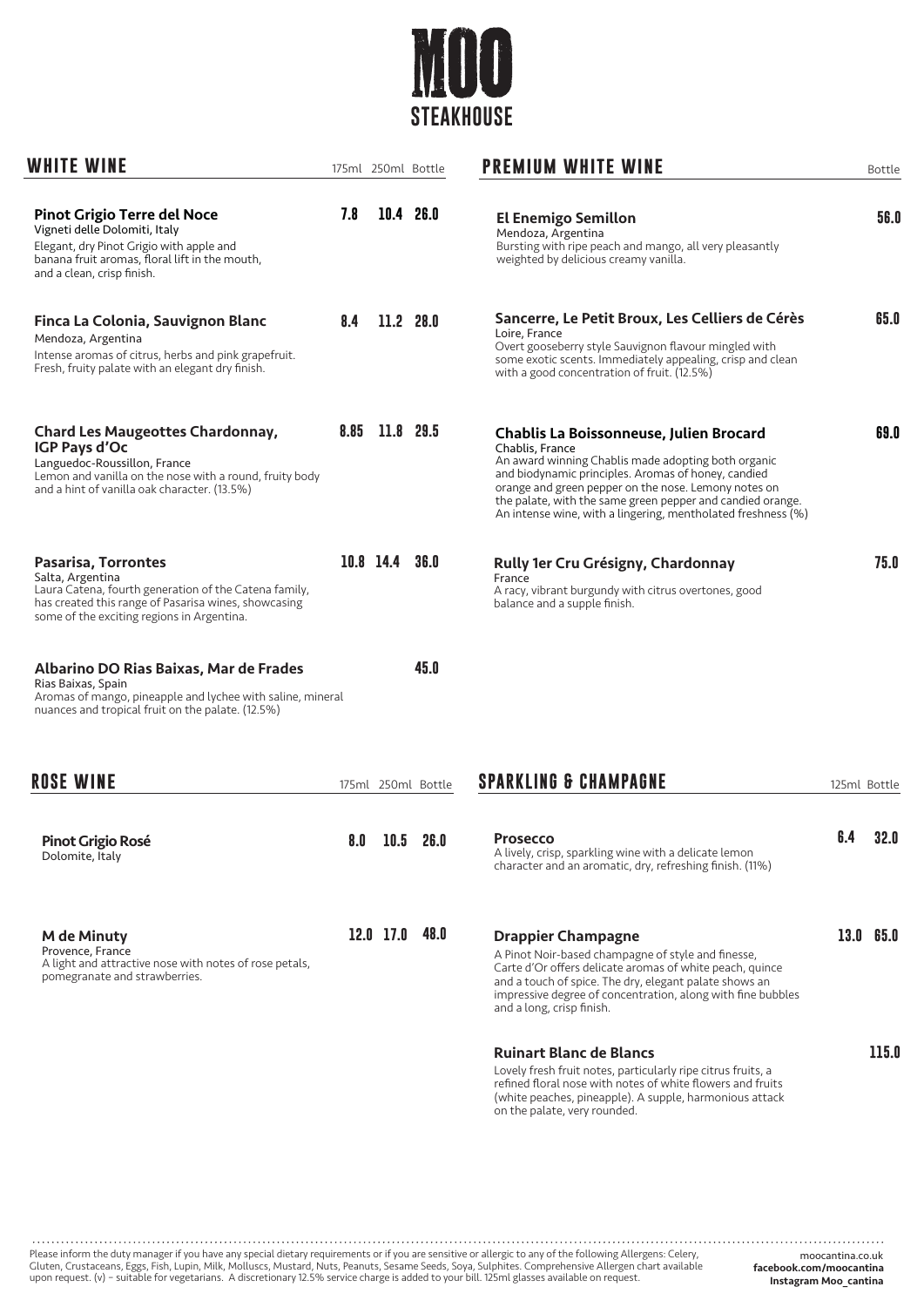# MOO STEAKHOUSE

## WHITE WINE

| | 175ml | 250ml | Bottle |
|---|---|---|---|
| **Pinot Grigio Terre del Noce**<br>Vigneti delle Dolomiti, Italy<br>Elegant, dry Pinot Grigio with apple and banana fruit aromas, floral lift in the mouth, and a clean, crisp finish. | 7.8 | 10.4 | 26.0 |
| **Finca La Colonia, Sauvignon Blanc**<br>Mendoza, Argentina<br>Intense aromas of citrus, herbs and pink grapefruit. Fresh, fruity palate with an elegant dry finish. | 8.4 | 11.2 | 28.0 |
| **Chard Les Maugeottes Chardonnay, IGP Pays d'Oc**<br>Languedoc-Roussillon, France<br>Lemon and vanilla on the nose with a round, fruity body and a hint of vanilla oak character. (13.5%) | 8.85 | 11.8 | 29.5 |
| **Pasarisa, Torrontes**<br>Salta, Argentina<br>Laura Catena, fourth generation of the Catena family, has created this range of Pasarisa wines, showcasing some of the exciting regions in Argentina. | 10.8 | 14.4 | 36.0 |
| **Albarino DO Rias Baixas, Mar de Frades**<br>Rias Baixas, Spain<br>Aromas of mango, pineapple and lychee with saline, mineral nuances and tropical fruit on the palate. (12.5%) | | | 45.0 |

## PREMIUM WHITE WINE

| | Bottle |
|---|---|
| **El Enemigo Semillon**<br>Mendoza, Argentina<br>Bursting with ripe peach and mango, all very pleasantly weighted by delicious creamy vanilla. | 56.0 |
| **Sancerre, Le Petit Broux, Les Celliers de Cérès**<br>Loire, France<br>Overt gooseberry style Sauvignon flavour mingled with some exotic scents. Immediately appealing, crisp and clean with a good concentration of fruit. (12.5%) | 65.0 |
| **Chablis La Boissonneuse, Julien Brocard**<br>Chablis, France<br>An award winning Chablis made adopting both organic and biodynamic principles. Aromas of honey, candied orange and green pepper on the nose. Lemony notes on the palate, with the same green pepper and candied orange. An intense wine, with a lingering, mentholated freshness (%) | 69.0 |
| **Rully 1er Cru Grésigny, Chardonnay**<br>France<br>A racy, vibrant burgundy with citrus overtones, good balance and a supple finish. | 75.0 |

## ROSE WINE

| | 175ml | 250ml | Bottle |
|---|---|---|---|
| **Pinot Grigio Rosé**<br>Dolomite, Italy | 8.0 | 10.5 | 26.0 |
| **M de Minuty**<br>Provence, France<br>A light and attractive nose with notes of rose petals, pomegranate and strawberries. | 12.0 | 17.0 | 48.0 |

## SPARKLING & CHAMPAGNE

| | 125ml | Bottle |
|---|---|---|
| **Prosecco**<br>A lively, crisp, sparkling wine with a delicate lemon character and an aromatic, dry, refreshing finish. (11%) | 6.4 | 32.0 |
| **Drappier Champagne**<br>A Pinot Noir-based champagne of style and finesse, Carte d'Or offers delicate aromas of white peach, quince and a touch of spice. The dry, elegant palate shows an impressive degree of concentration, along with fine bubbles and a long, crisp finish. | 13.0 | 65.0 |
| **Ruinart Blanc de Blancs**<br>Lovely fresh fruit notes, particularly ripe citrus fruits, a refined floral nose with notes of white flowers and fruits (white peaches, pineapple). A supple, harmonious attack on the palate, very rounded. | | 115.0 |

Please inform the duty manager if you have any special dietary requirements or if you are sensitive or allergic to any of the following Allergens: Celery, Gluten, Crustaceans, Eggs, Fish, Lupin, Milk, Molluscs, Mustard, Nuts, Peanuts, Sesame Seeds, Soya, Sulphites. Comprehensive Allergen chart available upon request. (v) – suitable for vegetarians. A discretionary 12.5% service charge is added to your bill. 125ml glasses available on request.

moocantina.co.uk
**facebook.com/moocantina**
**Instagram Moo_cantina**